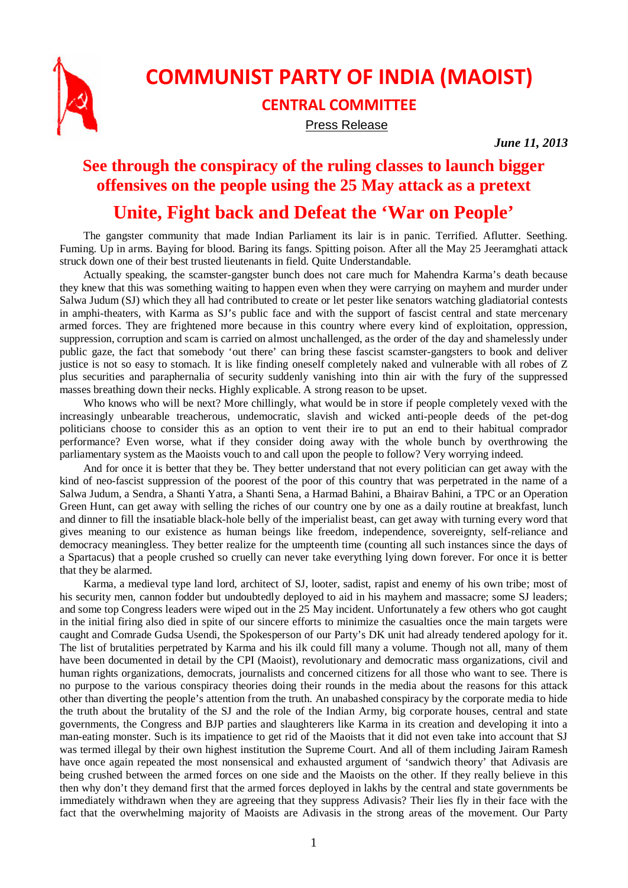# COMMUNIST PARTY OF INDIA (MAOIST)

## CENTRAL COMMITTEE

Press Release

***June 11, 2013***

## See through the conspiracy of the ruling classes to launch bigger offensives on the people using the 25 May attack as a pretext

## Unite, Fight back and Defeat the 'War on People'

The gangster community that made Indian Parliament its lair is in panic. Terrified. Aflutter. Seething. Fuming. Up in arms. Baying for blood. Baring its fangs. Spitting poison. After all the May 25 Jeeramghati attack struck down one of their best trusted lieutenants in field. Quite Understandable.

Actually speaking, the scamster-gangster bunch does not care much for Mahendra Karma's death because they knew that this was something waiting to happen even when they were carrying on mayhem and murder under Salwa Judum (SJ) which they all had contributed to create or let pester like senators watching gladiatorial contests in amphi-theaters, with Karma as SJ's public face and with the support of fascist central and state mercenary armed forces. They are frightened more because in this country where every kind of exploitation, oppression, suppression, corruption and scam is carried on almost unchallenged, as the order of the day and shamelessly under public gaze, the fact that somebody 'out there' can bring these fascist scamster-gangsters to book and deliver justice is not so easy to stomach. It is like finding oneself completely naked and vulnerable with all robes of Z plus securities and paraphernalia of security suddenly vanishing into thin air with the fury of the suppressed masses breathing down their necks. Highly explicable. A strong reason to be upset.

Who knows who will be next? More chillingly, what would be in store if people completely vexed with the increasingly unbearable treacherous, undemocratic, slavish and wicked anti-people deeds of the pet-dog politicians choose to consider this as an option to vent their ire to put an end to their habitual comprador performance? Even worse, what if they consider doing away with the whole bunch by overthrowing the parliamentary system as the Maoists vouch to and call upon the people to follow? Very worrying indeed.

And for once it is better that they be. They better understand that not every politician can get away with the kind of neo-fascist suppression of the poorest of the poor of this country that was perpetrated in the name of a Salwa Judum, a Sendra, a Shanti Yatra, a Shanti Sena, a Harmad Bahini, a Bhairav Bahini, a TPC or an Operation Green Hunt, can get away with selling the riches of our country one by one as a daily routine at breakfast, lunch and dinner to fill the insatiable black-hole belly of the imperialist beast, can get away with turning every word that gives meaning to our existence as human beings like freedom, independence, sovereignty, self-reliance and democracy meaningless. They better realize for the umpteenth time (counting all such instances since the days of a Spartacus) that a people crushed so cruelly can never take everything lying down forever. For once it is better that they be alarmed.

Karma, a medieval type land lord, architect of SJ, looter, sadist, rapist and enemy of his own tribe; most of his security men, cannon fodder but undoubtedly deployed to aid in his mayhem and massacre; some SJ leaders; and some top Congress leaders were wiped out in the 25 May incident. Unfortunately a few others who got caught in the initial firing also died in spite of our sincere efforts to minimize the casualties once the main targets were caught and Comrade Gudsa Usendi, the Spokesperson of our Party's DK unit had already tendered apology for it. The list of brutalities perpetrated by Karma and his ilk could fill many a volume. Though not all, many of them have been documented in detail by the CPI (Maoist), revolutionary and democratic mass organizations, civil and human rights organizations, democrats, journalists and concerned citizens for all those who want to see. There is no purpose to the various conspiracy theories doing their rounds in the media about the reasons for this attack other than diverting the people's attention from the truth. An unabashed conspiracy by the corporate media to hide the truth about the brutality of the SJ and the role of the Indian Army, big corporate houses, central and state governments, the Congress and BJP parties and slaughterers like Karma in its creation and developing it into a man-eating monster. Such is its impatience to get rid of the Maoists that it did not even take into account that SJ was termed illegal by their own highest institution the Supreme Court. And all of them including Jairam Ramesh have once again repeated the most nonsensical and exhausted argument of 'sandwich theory' that Adivasis are being crushed between the armed forces on one side and the Maoists on the other. If they really believe in this then why don't they demand first that the armed forces deployed in lakhs by the central and state governments be immediately withdrawn when they are agreeing that they suppress Adivasis? Their lies fly in their face with the fact that the overwhelming majority of Maoists are Adivasis in the strong areas of the movement. Our Party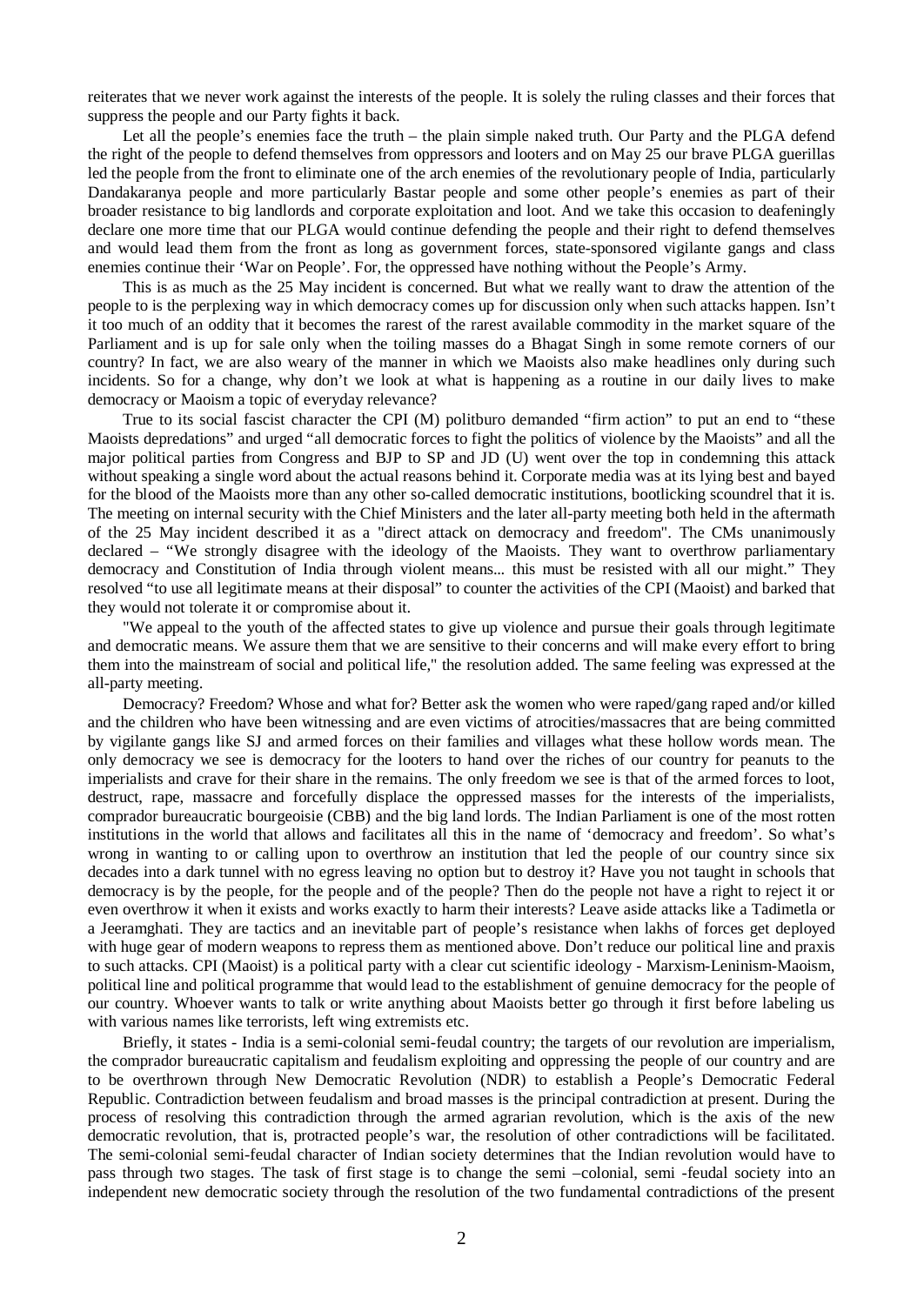reiterates that we never work against the interests of the people. It is solely the ruling classes and their forces that suppress the people and our Party fights it back.

Let all the people's enemies face the truth – the plain simple naked truth. Our Party and the PLGA defend the right of the people to defend themselves from oppressors and looters and on May 25 our brave PLGA guerillas led the people from the front to eliminate one of the arch enemies of the revolutionary people of India, particularly Dandakaranya people and more particularly Bastar people and some other people's enemies as part of their broader resistance to big landlords and corporate exploitation and loot. And we take this occasion to deafeningly declare one more time that our PLGA would continue defending the people and their right to defend themselves and would lead them from the front as long as government forces, state-sponsored vigilante gangs and class enemies continue their 'War on People'. For, the oppressed have nothing without the People's Army.

This is as much as the 25 May incident is concerned. But what we really want to draw the attention of the people to is the perplexing way in which democracy comes up for discussion only when such attacks happen. Isn't it too much of an oddity that it becomes the rarest of the rarest available commodity in the market square of the Parliament and is up for sale only when the toiling masses do a Bhagat Singh in some remote corners of our country? In fact, we are also weary of the manner in which we Maoists also make headlines only during such incidents. So for a change, why don't we look at what is happening as a routine in our daily lives to make democracy or Maoism a topic of everyday relevance?

True to its social fascist character the CPI (M) politburo demanded "firm action" to put an end to "these Maoists depredations" and urged "all democratic forces to fight the politics of violence by the Maoists" and all the major political parties from Congress and BJP to SP and JD (U) went over the top in condemning this attack without speaking a single word about the actual reasons behind it. Corporate media was at its lying best and bayed for the blood of the Maoists more than any other so-called democratic institutions, bootlicking scoundrel that it is. The meeting on internal security with the Chief Ministers and the later all-party meeting both held in the aftermath of the 25 May incident described it as a "direct attack on democracy and freedom". The CMs unanimously declared – "We strongly disagree with the ideology of the Maoists. They want to overthrow parliamentary democracy and Constitution of India through violent means... this must be resisted with all our might." They resolved "to use all legitimate means at their disposal" to counter the activities of the CPI (Maoist) and barked that they would not tolerate it or compromise about it.

"We appeal to the youth of the affected states to give up violence and pursue their goals through legitimate and democratic means. We assure them that we are sensitive to their concerns and will make every effort to bring them into the mainstream of social and political life," the resolution added. The same feeling was expressed at the all-party meeting.

Democracy? Freedom? Whose and what for? Better ask the women who were raped/gang raped and/or killed and the children who have been witnessing and are even victims of atrocities/massacres that are being committed by vigilante gangs like SJ and armed forces on their families and villages what these hollow words mean. The only democracy we see is democracy for the looters to hand over the riches of our country for peanuts to the imperialists and crave for their share in the remains. The only freedom we see is that of the armed forces to loot, destruct, rape, massacre and forcefully displace the oppressed masses for the interests of the imperialists, comprador bureaucratic bourgeoisie (CBB) and the big land lords. The Indian Parliament is one of the most rotten institutions in the world that allows and facilitates all this in the name of 'democracy and freedom'. So what's wrong in wanting to or calling upon to overthrow an institution that led the people of our country since six decades into a dark tunnel with no egress leaving no option but to destroy it? Have you not taught in schools that democracy is by the people, for the people and of the people? Then do the people not have a right to reject it or even overthrow it when it exists and works exactly to harm their interests? Leave aside attacks like a Tadimetla or a Jeeramghati. They are tactics and an inevitable part of people's resistance when lakhs of forces get deployed with huge gear of modern weapons to repress them as mentioned above. Don't reduce our political line and praxis to such attacks. CPI (Maoist) is a political party with a clear cut scientific ideology - Marxism-Leninism-Maoism, political line and political programme that would lead to the establishment of genuine democracy for the people of our country. Whoever wants to talk or write anything about Maoists better go through it first before labeling us with various names like terrorists, left wing extremists etc.

Briefly, it states - India is a semi-colonial semi-feudal country; the targets of our revolution are imperialism, the comprador bureaucratic capitalism and feudalism exploiting and oppressing the people of our country and are to be overthrown through New Democratic Revolution (NDR) to establish a People's Democratic Federal Republic. Contradiction between feudalism and broad masses is the principal contradiction at present. During the process of resolving this contradiction through the armed agrarian revolution, which is the axis of the new democratic revolution, that is, protracted people's war, the resolution of other contradictions will be facilitated. The semi-colonial semi-feudal character of Indian society determines that the Indian revolution would have to pass through two stages. The task of first stage is to change the semi –colonial, semi -feudal society into an independent new democratic society through the resolution of the two fundamental contradictions of the present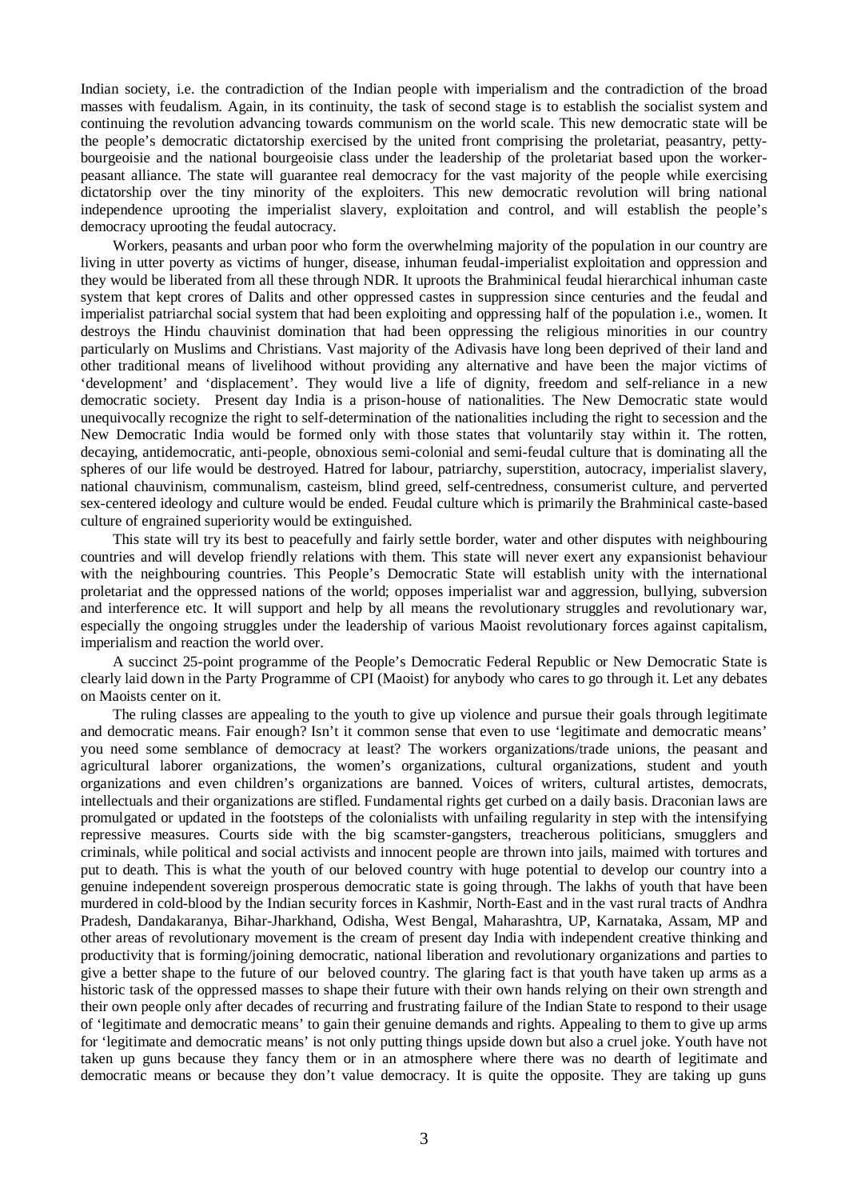Indian society, i.e. the contradiction of the Indian people with imperialism and the contradiction of the broad masses with feudalism. Again, in its continuity, the task of second stage is to establish the socialist system and continuing the revolution advancing towards communism on the world scale. This new democratic state will be the people's democratic dictatorship exercised by the united front comprising the proletariat, peasantry, petty-bourgeoisie and the national bourgeoisie class under the leadership of the proletariat based upon the worker-peasant alliance. The state will guarantee real democracy for the vast majority of the people while exercising dictatorship over the tiny minority of the exploiters. This new democratic revolution will bring national independence uprooting the imperialist slavery, exploitation and control, and will establish the people's democracy uprooting the feudal autocracy.

Workers, peasants and urban poor who form the overwhelming majority of the population in our country are living in utter poverty as victims of hunger, disease, inhuman feudal-imperialist exploitation and oppression and they would be liberated from all these through NDR. It uproots the Brahminical feudal hierarchical inhuman caste system that kept crores of Dalits and other oppressed castes in suppression since centuries and the feudal and imperialist patriarchal social system that had been exploiting and oppressing half of the population i.e., women. It destroys the Hindu chauvinist domination that had been oppressing the religious minorities in our country particularly on Muslims and Christians. Vast majority of the Adivasis have long been deprived of their land and other traditional means of livelihood without providing any alternative and have been the major victims of 'development' and 'displacement'. They would live a life of dignity, freedom and self-reliance in a new democratic society. Present day India is a prison-house of nationalities. The New Democratic state would unequivocally recognize the right to self-determination of the nationalities including the right to secession and the New Democratic India would be formed only with those states that voluntarily stay within it. The rotten, decaying, antidemocratic, anti-people, obnoxious semi-colonial and semi-feudal culture that is dominating all the spheres of our life would be destroyed. Hatred for labour, patriarchy, superstition, autocracy, imperialist slavery, national chauvinism, communalism, casteism, blind greed, self-centredness, consumerist culture, and perverted sex-centered ideology and culture would be ended. Feudal culture which is primarily the Brahminical caste-based culture of engrained superiority would be extinguished.

This state will try its best to peacefully and fairly settle border, water and other disputes with neighbouring countries and will develop friendly relations with them. This state will never exert any expansionist behaviour with the neighbouring countries. This People's Democratic State will establish unity with the international proletariat and the oppressed nations of the world; opposes imperialist war and aggression, bullying, subversion and interference etc. It will support and help by all means the revolutionary struggles and revolutionary war, especially the ongoing struggles under the leadership of various Maoist revolutionary forces against capitalism, imperialism and reaction the world over.

A succinct 25-point programme of the People's Democratic Federal Republic or New Democratic State is clearly laid down in the Party Programme of CPI (Maoist) for anybody who cares to go through it. Let any debates on Maoists center on it.

The ruling classes are appealing to the youth to give up violence and pursue their goals through legitimate and democratic means. Fair enough? Isn't it common sense that even to use 'legitimate and democratic means' you need some semblance of democracy at least? The workers organizations/trade unions, the peasant and agricultural laborer organizations, the women's organizations, cultural organizations, student and youth organizations and even children's organizations are banned. Voices of writers, cultural artistes, democrats, intellectuals and their organizations are stifled. Fundamental rights get curbed on a daily basis. Draconian laws are promulgated or updated in the footsteps of the colonialists with unfailing regularity in step with the intensifying repressive measures. Courts side with the big scamster-gangsters, treacherous politicians, smugglers and criminals, while political and social activists and innocent people are thrown into jails, maimed with tortures and put to death. This is what the youth of our beloved country with huge potential to develop our country into a genuine independent sovereign prosperous democratic state is going through. The lakhs of youth that have been murdered in cold-blood by the Indian security forces in Kashmir, North-East and in the vast rural tracts of Andhra Pradesh, Dandakaranya, Bihar-Jharkhand, Odisha, West Bengal, Maharashtra, UP, Karnataka, Assam, MP and other areas of revolutionary movement is the cream of present day India with independent creative thinking and productivity that is forming/joining democratic, national liberation and revolutionary organizations and parties to give a better shape to the future of our beloved country. The glaring fact is that youth have taken up arms as a historic task of the oppressed masses to shape their future with their own hands relying on their own strength and their own people only after decades of recurring and frustrating failure of the Indian State to respond to their usage of 'legitimate and democratic means' to gain their genuine demands and rights. Appealing to them to give up arms for 'legitimate and democratic means' is not only putting things upside down but also a cruel joke. Youth have not taken up guns because they fancy them or in an atmosphere where there was no dearth of legitimate and democratic means or because they don't value democracy. It is quite the opposite. They are taking up guns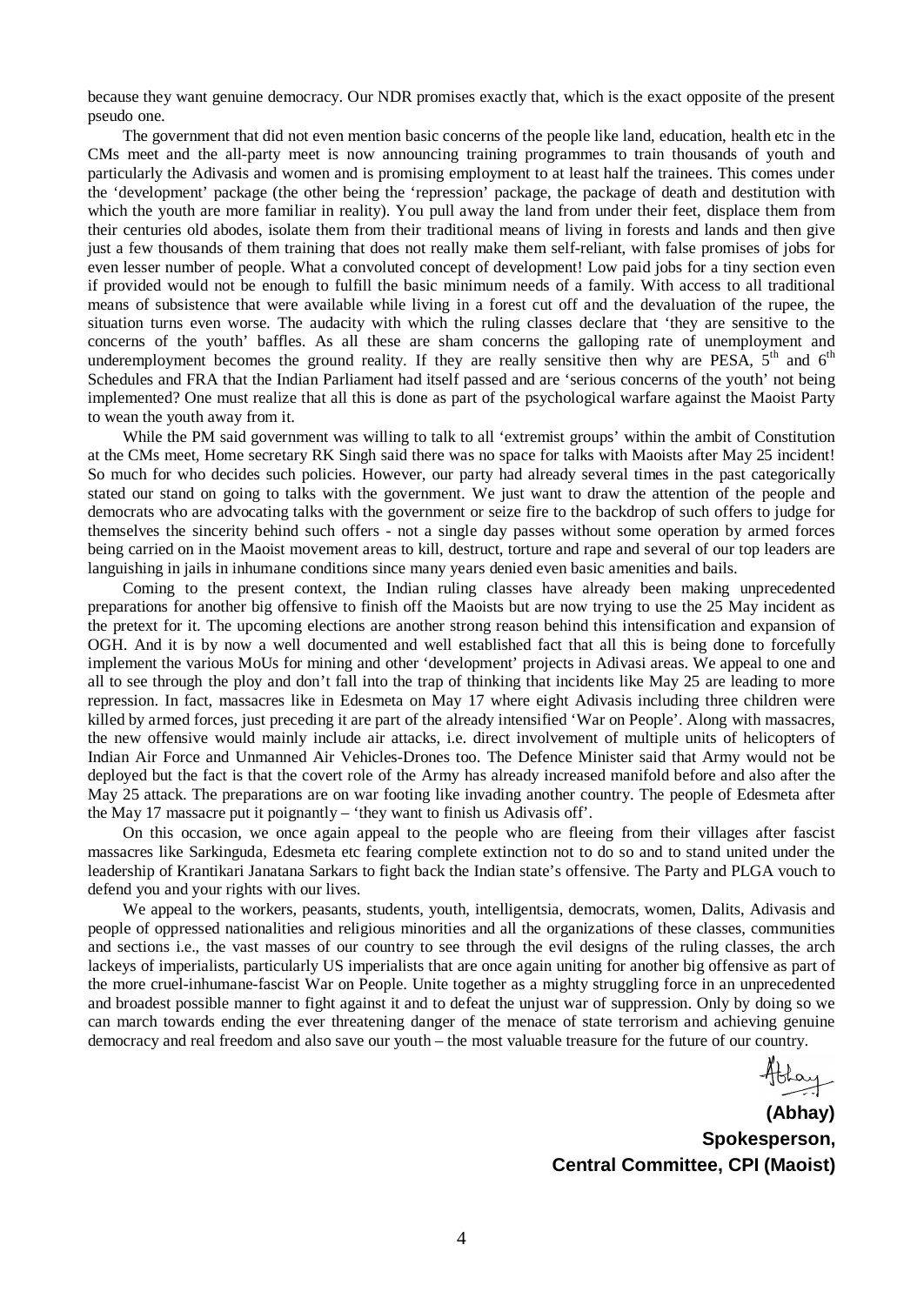because they want genuine democracy. Our NDR promises exactly that, which is the exact opposite of the present pseudo one.

The government that did not even mention basic concerns of the people like land, education, health etc in the CMs meet and the all-party meet is now announcing training programmes to train thousands of youth and particularly the Adivasis and women and is promising employment to at least half the trainees. This comes under the 'development' package (the other being the 'repression' package, the package of death and destitution with which the youth are more familiar in reality). You pull away the land from under their feet, displace them from their centuries old abodes, isolate them from their traditional means of living in forests and lands and then give just a few thousands of them training that does not really make them self-reliant, with false promises of jobs for even lesser number of people. What a convoluted concept of development! Low paid jobs for a tiny section even if provided would not be enough to fulfill the basic minimum needs of a family. With access to all traditional means of subsistence that were available while living in a forest cut off and the devaluation of the rupee, the situation turns even worse. The audacity with which the ruling classes declare that 'they are sensitive to the concerns of the youth' baffles. As all these are sham concerns the galloping rate of unemployment and underemployment becomes the ground reality. If they are really sensitive then why are PESA, 5th and 6th Schedules and FRA that the Indian Parliament had itself passed and are 'serious concerns of the youth' not being implemented? One must realize that all this is done as part of the psychological warfare against the Maoist Party to wean the youth away from it.

While the PM said government was willing to talk to all 'extremist groups' within the ambit of Constitution at the CMs meet, Home secretary RK Singh said there was no space for talks with Maoists after May 25 incident! So much for who decides such policies. However, our party had already several times in the past categorically stated our stand on going to talks with the government. We just want to draw the attention of the people and democrats who are advocating talks with the government or seize fire to the backdrop of such offers to judge for themselves the sincerity behind such offers - not a single day passes without some operation by armed forces being carried on in the Maoist movement areas to kill, destruct, torture and rape and several of our top leaders are languishing in jails in inhumane conditions since many years denied even basic amenities and bails.

Coming to the present context, the Indian ruling classes have already been making unprecedented preparations for another big offensive to finish off the Maoists but are now trying to use the 25 May incident as the pretext for it. The upcoming elections are another strong reason behind this intensification and expansion of OGH. And it is by now a well documented and well established fact that all this is being done to forcefully implement the various MoUs for mining and other 'development' projects in Adivasi areas. We appeal to one and all to see through the ploy and don't fall into the trap of thinking that incidents like May 25 are leading to more repression. In fact, massacres like in Edesmeta on May 17 where eight Adivasis including three children were killed by armed forces, just preceding it are part of the already intensified 'War on People'. Along with massacres, the new offensive would mainly include air attacks, i.e. direct involvement of multiple units of helicopters of Indian Air Force and Unmanned Air Vehicles-Drones too. The Defence Minister said that Army would not be deployed but the fact is that the covert role of the Army has already increased manifold before and also after the May 25 attack. The preparations are on war footing like invading another country. The people of Edesmeta after the May 17 massacre put it poignantly – 'they want to finish us Adivasis off'.

On this occasion, we once again appeal to the people who are fleeing from their villages after fascist massacres like Sarkinguda, Edesmeta etc fearing complete extinction not to do so and to stand united under the leadership of Krantikari Janatana Sarkars to fight back the Indian state's offensive. The Party and PLGA vouch to defend you and your rights with our lives.

We appeal to the workers, peasants, students, youth, intelligentsia, democrats, women, Dalits, Adivasis and people of oppressed nationalities and religious minorities and all the organizations of these classes, communities and sections i.e., the vast masses of our country to see through the evil designs of the ruling classes, the arch lackeys of imperialists, particularly US imperialists that are once again uniting for another big offensive as part of the more cruel-inhumane-fascist War on People. Unite together as a mighty struggling force in an unprecedented and broadest possible manner to fight against it and to defeat the unjust war of suppression. Only by doing so we can march towards ending the ever threatening danger of the menace of state terrorism and achieving genuine democracy and real freedom and also save our youth – the most valuable treasure for the future of our country.

Abhay

**(Abhay)**
**Spokesperson,**
**Central Committee, CPI (Maoist)**